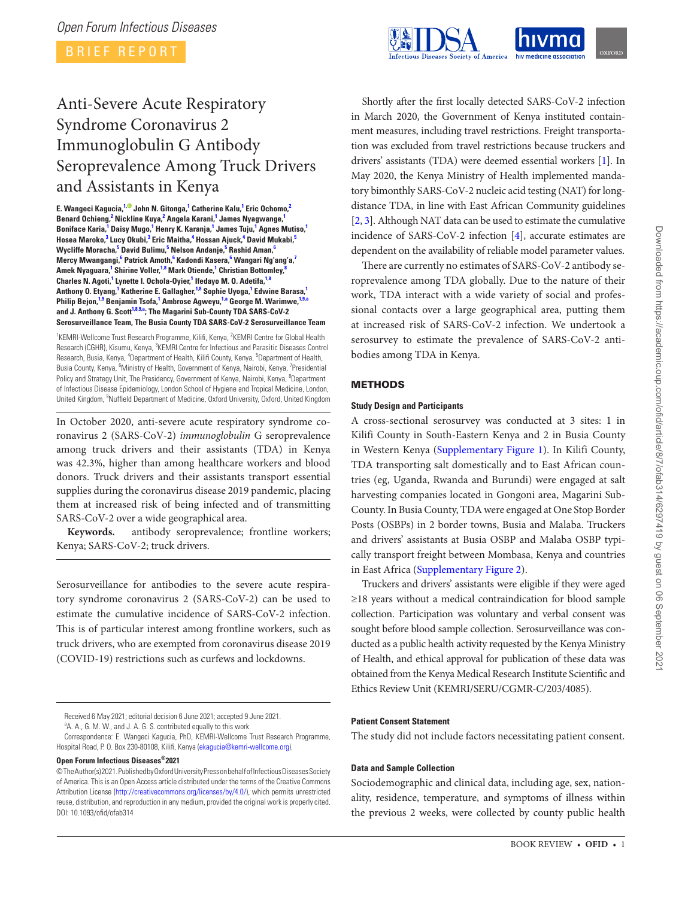BRIEF REPORT

# Anti-Severe Acute Respiratory Syndrome Coronavirus 2 Immunoglobulin G Antibody Seroprevalence Among Truck Drivers and Assistants in Kenya

**E. Wangeci Kagucia,[1] John N. Gitonga,[1] Catherine Kalu,[1] Eric Ochomo,[2] Benard Ochieng,[2] Nickline Kuya,[2] Angela Karani,[1] James Nyagwange,[1] Boniface Karia,[1] Daisy Mugo,[1] Henry K. Karanja,[1] James Tuju,[1] Agnes Mutiso,[1] Hosea Maroko,[3] Lucy Okubi,[3] Eric Maitha,[4] Hossan Ajuck,[4] David Mukabi,[5] Wycliffe Moracha,[5] David Bulimu,[5] Nelson Andanje,[5] Rashid Aman,[6] Mercy Mwangangi,[6] Patrick Amoth,[6] Kadondi Kasera,[6] Wangari Ng'ang'a,[7] Amek Nyaguara,[1] Shirine Voller,[1,8] Mark Otiende,[1] Christian Bottomley,[8] Charles N. Agoti,[1] Lynette I. Ochola-Oyier,[1] Ifedayo M. O. Adetifa,[1,8] Anthony O. Etyang,[1] Katherine E. Gallagher,[1,8] Sophie Uyoga,[1] Edwine Barasa,[1] Philip Bejon,[1,9] Benjamin Tsofa,[1] Ambrose Agweyu,[1,a] George M. Warimwe,[1,9,a] and J. Anthony G. Scott[1,8,9,a]; The Magarini Sub-County TDA SARS-CoV-2 Serosurveillance Team, The Busia County TDA SARS-CoV-2 Serosurveillance Team**

[1]KEMRI-Wellcome Trust Research Programme, Kilifi, Kenya, [2]KEMRI Centre for Global Health Research (CGHR), Kisumu, Kenya, [3]KEMRI Centre for Infectious and Parasitic Diseases Control Research, Busia, Kenya, [4]Department of Health, Kilifi County, Kenya, [5]Department of Health, Busia County, Kenya, [6]Ministry of Health, Government of Kenya, Nairobi, Kenya, [7]Presidential Policy and Strategy Unit, The Presidency, Government of Kenya, Nairobi, Kenya, [8]Department of Infectious Disease Epidemiology, London School of Hygiene and Tropical Medicine, London, United Kingdom, [9]Nuffield Department of Medicine, Oxford University, Oxford, United Kingdom

In October 2020, anti-severe acute respiratory syndrome coronavirus 2 (SARS-CoV-2) *immunoglobulin* G seroprevalence among truck drivers and their assistants (TDA) in Kenya was 42.3%, higher than among healthcare workers and blood donors. Truck drivers and their assistants transport essential supplies during the coronavirus disease 2019 pandemic, placing them at increased risk of being infected and of transmitting SARS-CoV-2 over a wide geographical area.

**Keywords.** antibody seroprevalence; frontline workers; Kenya; SARS-CoV-2; truck drivers.

Serosurveillance for antibodies to the severe acute respiratory syndrome coronavirus 2 (SARS-CoV-2) can be used to estimate the cumulative incidence of SARS-CoV-2 infection. This is of particular interest among frontline workers, such as truck drivers, who are exempted from coronavirus disease 2019 (COVID-19) restrictions such as curfews and lockdowns.

Received 6 May 2021; editorial decision 6 June 2021; accepted 9 June 2021.

[a]A. A., G. M. W., and J. A. G. S. contributed equally to this work.

Correspondence: E. Wangeci Kagucia, PhD, KEMRI-Wellcome Trust Research Programme, Hospital Road, P. O. Box 230-80108, Kilifi, Kenya (ekagucia@kemri-wellcome.org).

**Open Forum Infectious Diseases®2021**

© The Author(s) 2021. Published by Oxford University Press on behalf of Infectious Diseases Society of America. This is an Open Access article distributed under the terms of the Creative Commons Attribution License (http://creativecommons.org/licenses/by/4.0/), which permits unrestricted reuse, distribution, and reproduction in any medium, provided the original work is properly cited. DOI: 10.1093/ofid/ofab314

Shortly after the first locally detected SARS-CoV-2 infection in March 2020, the Government of Kenya instituted containment measures, including travel restrictions. Freight transportation was excluded from travel restrictions because truckers and drivers' assistants (TDA) were deemed essential workers [1]. In May 2020, the Kenya Ministry of Health implemented mandatory bimonthly SARS-CoV-2 nucleic acid testing (NAT) for long-distance TDA, in line with East African Community guidelines [2, 3]. Although NAT data can be used to estimate the cumulative incidence of SARS-CoV-2 infection [4], accurate estimates are dependent on the availability of reliable model parameter values.

There are currently no estimates of SARS-CoV-2 antibody seroprevalence among TDA globally. Due to the nature of their work, TDA interact with a wide variety of social and professional contacts over a large geographical area, putting them at increased risk of SARS-CoV-2 infection. We undertook a serosurvey to estimate the prevalence of SARS-CoV-2 antibodies among TDA in Kenya.

## METHODS

### Study Design and Participants

A cross-sectional serosurvey was conducted at 3 sites: 1 in Kilifi County in South-Eastern Kenya and 2 in Busia County in Western Kenya (Supplementary Figure 1). In Kilifi County, TDA transporting salt domestically and to East African countries (eg, Uganda, Rwanda and Burundi) were engaged at salt harvesting companies located in Gongoni area, Magarini Sub-County. In Busia County, TDA were engaged at One Stop Border Posts (OSBPs) in 2 border towns, Busia and Malaba. Truckers and drivers' assistants at Busia OSBP and Malaba OSBP typically transport freight between Mombasa, Kenya and countries in East Africa (Supplementary Figure 2).

Truckers and drivers' assistants were eligible if they were aged ≥18 years without a medical contraindication for blood sample collection. Participation was voluntary and verbal consent was sought before blood sample collection. Serosurveillance was conducted as a public health activity requested by the Kenya Ministry of Health, and ethical approval for publication of these data was obtained from the Kenya Medical Research Institute Scientific and Ethics Review Unit (KEMRI/SERU/CGMR-C/203/4085).

### Patient Consent Statement

The study did not include factors necessitating patient consent.

### Data and Sample Collection

Sociodemographic and clinical data, including age, sex, nationality, residence, temperature, and symptoms of illness within the previous 2 weeks, were collected by county public health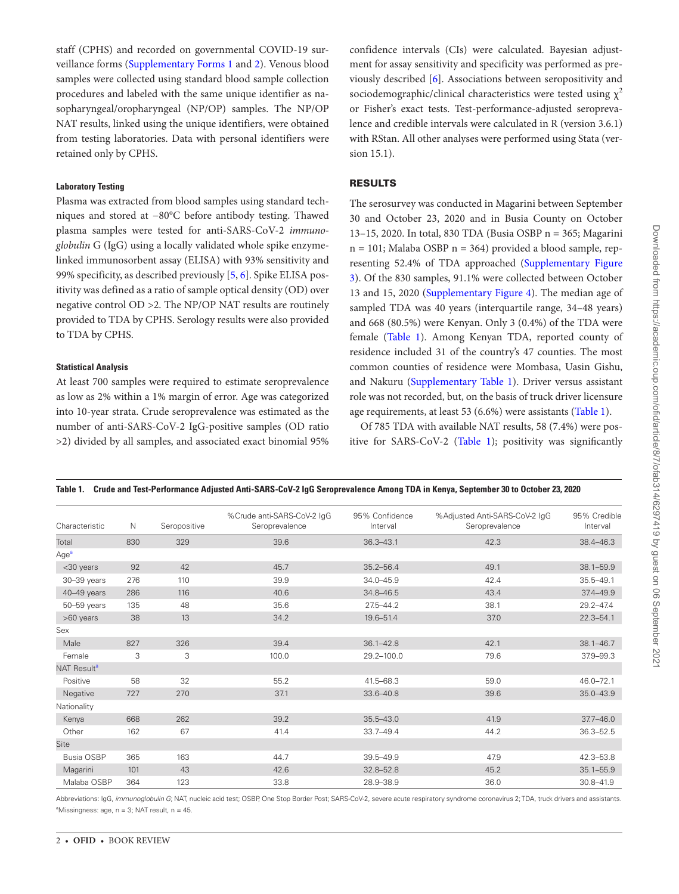staff (CPHS) and recorded on governmental COVID-19 surveillance forms (Supplementary Forms 1 and 2). Venous blood samples were collected using standard blood sample collection procedures and labeled with the same unique identifier as nasopharyngeal/oropharyngeal (NP/OP) samples. The NP/OP NAT results, linked using the unique identifiers, were obtained from testing laboratories. Data with personal identifiers were retained only by CPHS.

#### Laboratory Testing

Plasma was extracted from blood samples using standard techniques and stored at −80°C before antibody testing. Thawed plasma samples were tested for anti-SARS-CoV-2 *immunoglobulin* G (IgG) using a locally validated whole spike enzyme-linked immunosorbent assay (ELISA) with 93% sensitivity and 99% specificity, as described previously [5, 6]. Spike ELISA positivity was defined as a ratio of sample optical density (OD) over negative control OD >2. The NP/OP NAT results are routinely provided to TDA by CPHS. Serology results were also provided to TDA by CPHS.

#### Statistical Analysis

At least 700 samples were required to estimate seroprevalence as low as 2% within a 1% margin of error. Age was categorized into 10-year strata. Crude seroprevalence was estimated as the number of anti-SARS-CoV-2 IgG-positive samples (OD ratio >2) divided by all samples, and associated exact binomial 95% confidence intervals (CIs) were calculated. Bayesian adjustment for assay sensitivity and specificity was performed as previously described [6]. Associations between seropositivity and sociodemographic/clinical characteristics were tested using $\chi^2$ or Fisher's exact tests. Test-performance-adjusted seroprevalence and credible intervals were calculated in R (version 3.6.1) with RStan. All other analyses were performed using Stata (version 15.1).

## RESULTS

The serosurvey was conducted in Magarini between September 30 and October 23, 2020 and in Busia County on October 13–15, 2020. In total, 830 TDA (Busia OSBP n = 365; Magarini n = 101; Malaba OSBP n = 364) provided a blood sample, representing 52.4% of TDA approached (Supplementary Figure 3). Of the 830 samples, 91.1% were collected between October 13 and 15, 2020 (Supplementary Figure 4). The median age of sampled TDA was 40 years (interquartile range, 34–48 years) and 668 (80.5%) were Kenyan. Only 3 (0.4%) of the TDA were female (Table 1). Among Kenyan TDA, reported county of residence included 31 of the country's 47 counties. The most common counties of residence were Mombasa, Uasin Gishu, and Nakuru (Supplementary Table 1). Driver versus assistant role was not recorded, but, on the basis of truck driver licensure age requirements, at least 53 (6.6%) were assistants (Table 1).

Of 785 TDA with available NAT results, 58 (7.4%) were positive for SARS-CoV-2 (Table 1); positivity was significantly

**Table 1. Crude and Test-Performance Adjusted Anti-SARS-CoV-2 IgG Seroprevalence Among TDA in Kenya, September 30 to October 23, 2020**

| Characteristic | N | Seropositive | %Crude anti-SARS-CoV-2 IgG Seroprevalence | 95% Confidence Interval | %Adjusted Anti-SARS-CoV-2 IgG Seroprevalence | 95% Credible Interval |
|---|---|---|---|---|---|---|
| Total | 830 | 329 | 39.6 | 36.3–43.1 | 42.3 | 38.4–46.3 |
| Age[a] | | | | | | |
| <30 years | 92 | 42 | 45.7 | 35.2–56.4 | 49.1 | 38.1–59.9 |
| 30–39 years | 276 | 110 | 39.9 | 34.0–45.9 | 42.4 | 35.5–49.1 |
| 40–49 years | 286 | 116 | 40.6 | 34.8–46.5 | 43.4 | 37.4–49.9 |
| 50–59 years | 135 | 48 | 35.6 | 27.5–44.2 | 38.1 | 29.2–47.4 |
| >60 years | 38 | 13 | 34.2 | 19.6–51.4 | 37.0 | 22.3–54.1 |
| Sex | | | | | | |
| Male | 827 | 326 | 39.4 | 36.1–42.8 | 42.1 | 38.1–46.7 |
| Female | 3 | 3 | 100.0 | 29.2–100.0 | 79.6 | 37.9–99.3 |
| NAT Result[a] | | | | | | |
| Positive | 58 | 32 | 55.2 | 41.5–68.3 | 59.0 | 46.0–72.1 |
| Negative | 727 | 270 | 37.1 | 33.6–40.8 | 39.6 | 35.0–43.9 |
| Nationality | | | | | | |
| Kenya | 668 | 262 | 39.2 | 35.5–43.0 | 41.9 | 37.7–46.0 |
| Other | 162 | 67 | 41.4 | 33.7–49.4 | 44.2 | 36.3–52.5 |
| Site | | | | | | |
| Busia OSBP | 365 | 163 | 44.7 | 39.5–49.9 | 47.9 | 42.3–53.8 |
| Magarini | 101 | 43 | 42.6 | 32.8–52.8 | 45.2 | 35.1–55.9 |
| Malaba OSBP | 364 | 123 | 33.8 | 28.9–38.9 | 36.0 | 30.8–41.9 |

Abbreviations: IgG, *immunoglobulin G*; NAT, nucleic acid test; OSBP, One Stop Border Post; SARS-CoV-2, severe acute respiratory syndrome coronavirus 2; TDA, truck drivers and assistants.
[a]Missingness: age, n = 3; NAT result, n = 45.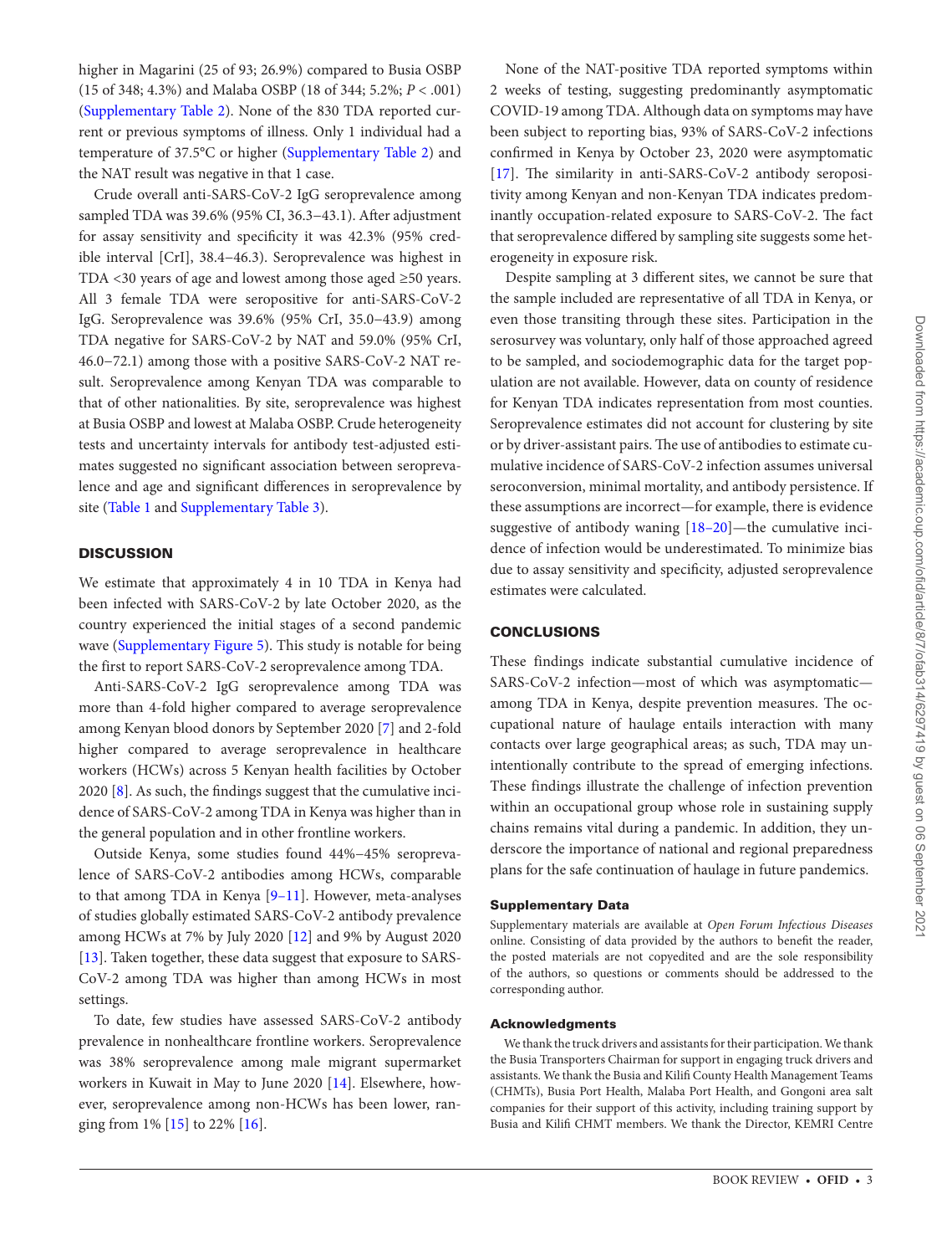higher in Magarini (25 of 93; 26.9%) compared to Busia OSBP (15 of 348; 4.3%) and Malaba OSBP (18 of 344; 5.2%; $P < .001$) (Supplementary Table 2). None of the 830 TDA reported current or previous symptoms of illness. Only 1 individual had a temperature of 37.5°C or higher (Supplementary Table 2) and the NAT result was negative in that 1 case.

Crude overall anti-SARS-CoV-2 IgG seroprevalence among sampled TDA was 39.6% (95% CI, 36.3–43.1). After adjustment for assay sensitivity and specificity it was 42.3% (95% credible interval [CrI], 38.4–46.3). Seroprevalence was highest in TDA <30 years of age and lowest among those aged ≥50 years. All 3 female TDA were seropositive for anti-SARS-CoV-2 IgG. Seroprevalence was 39.6% (95% CrI, 35.0–43.9) among TDA negative for SARS-CoV-2 by NAT and 59.0% (95% CrI, 46.0–72.1) among those with a positive SARS-CoV-2 NAT result. Seroprevalence among Kenyan TDA was comparable to that of other nationalities. By site, seroprevalence was highest at Busia OSBP and lowest at Malaba OSBP. Crude heterogeneity tests and uncertainty intervals for antibody test-adjusted estimates suggested no significant association between seroprevalence and age and significant differences in seroprevalence by site (Table 1 and Supplementary Table 3).

## DISCUSSION

We estimate that approximately 4 in 10 TDA in Kenya had been infected with SARS-CoV-2 by late October 2020, as the country experienced the initial stages of a second pandemic wave (Supplementary Figure 5). This study is notable for being the first to report SARS-CoV-2 seroprevalence among TDA.

Anti-SARS-CoV-2 IgG seroprevalence among TDA was more than 4-fold higher compared to average seroprevalence among Kenyan blood donors by September 2020 [7] and 2-fold higher compared to average seroprevalence in healthcare workers (HCWs) across 5 Kenyan health facilities by October 2020 [8]. As such, the findings suggest that the cumulative incidence of SARS-CoV-2 among TDA in Kenya was higher than in the general population and in other frontline workers.

Outside Kenya, some studies found 44%–45% seroprevalence of SARS-CoV-2 antibodies among HCWs, comparable to that among TDA in Kenya [9–11]. However, meta-analyses of studies globally estimated SARS-CoV-2 antibody prevalence among HCWs at 7% by July 2020 [12] and 9% by August 2020 [13]. Taken together, these data suggest that exposure to SARS-CoV-2 among TDA was higher than among HCWs in most settings.

To date, few studies have assessed SARS-CoV-2 antibody prevalence in nonhealthcare frontline workers. Seroprevalence was 38% seroprevalence among male migrant supermarket workers in Kuwait in May to June 2020 [14]. Elsewhere, however, seroprevalence among non-HCWs has been lower, ranging from 1% [15] to 22% [16].

None of the NAT-positive TDA reported symptoms within 2 weeks of testing, suggesting predominantly asymptomatic COVID-19 among TDA. Although data on symptoms may have been subject to reporting bias, 93% of SARS-CoV-2 infections confirmed in Kenya by October 23, 2020 were asymptomatic [17]. The similarity in anti-SARS-CoV-2 antibody seropositivity among Kenyan and non-Kenyan TDA indicates predominantly occupation-related exposure to SARS-CoV-2. The fact that seroprevalence differed by sampling site suggests some heterogeneity in exposure risk.

Despite sampling at 3 different sites, we cannot be sure that the sample included are representative of all TDA in Kenya, or even those transiting through these sites. Participation in the serosurvey was voluntary, only half of those approached agreed to be sampled, and sociodemographic data for the target population are not available. However, data on county of residence for Kenyan TDA indicates representation from most counties. Seroprevalence estimates did not account for clustering by site or by driver-assistant pairs. The use of antibodies to estimate cumulative incidence of SARS-CoV-2 infection assumes universal seroconversion, minimal mortality, and antibody persistence. If these assumptions are incorrect—for example, there is evidence suggestive of antibody waning [18–20]—the cumulative incidence of infection would be underestimated. To minimize bias due to assay sensitivity and specificity, adjusted seroprevalence estimates were calculated.

## CONCLUSIONS

These findings indicate substantial cumulative incidence of SARS-CoV-2 infection—most of which was asymptomatic—among TDA in Kenya, despite prevention measures. The occupational nature of haulage entails interaction with many contacts over large geographical areas; as such, TDA may unintentionally contribute to the spread of emerging infections. These findings illustrate the challenge of infection prevention within an occupational group whose role in sustaining supply chains remains vital during a pandemic. In addition, they underscore the importance of national and regional preparedness plans for the safe continuation of haulage in future pandemics.

### Supplementary Data

Supplementary materials are available at *Open Forum Infectious Diseases* online. Consisting of data provided by the authors to benefit the reader, the posted materials are not copyedited and are the sole responsibility of the authors, so questions or comments should be addressed to the corresponding author.

### Acknowledgments

We thank the truck drivers and assistants for their participation. We thank the Busia Transporters Chairman for support in engaging truck drivers and assistants. We thank the Busia and Kilifi County Health Management Teams (CHMTs), Busia Port Health, Malaba Port Health, and Gongoni area salt companies for their support of this activity, including training support by Busia and Kilifi CHMT members. We thank the Director, KEMRI Centre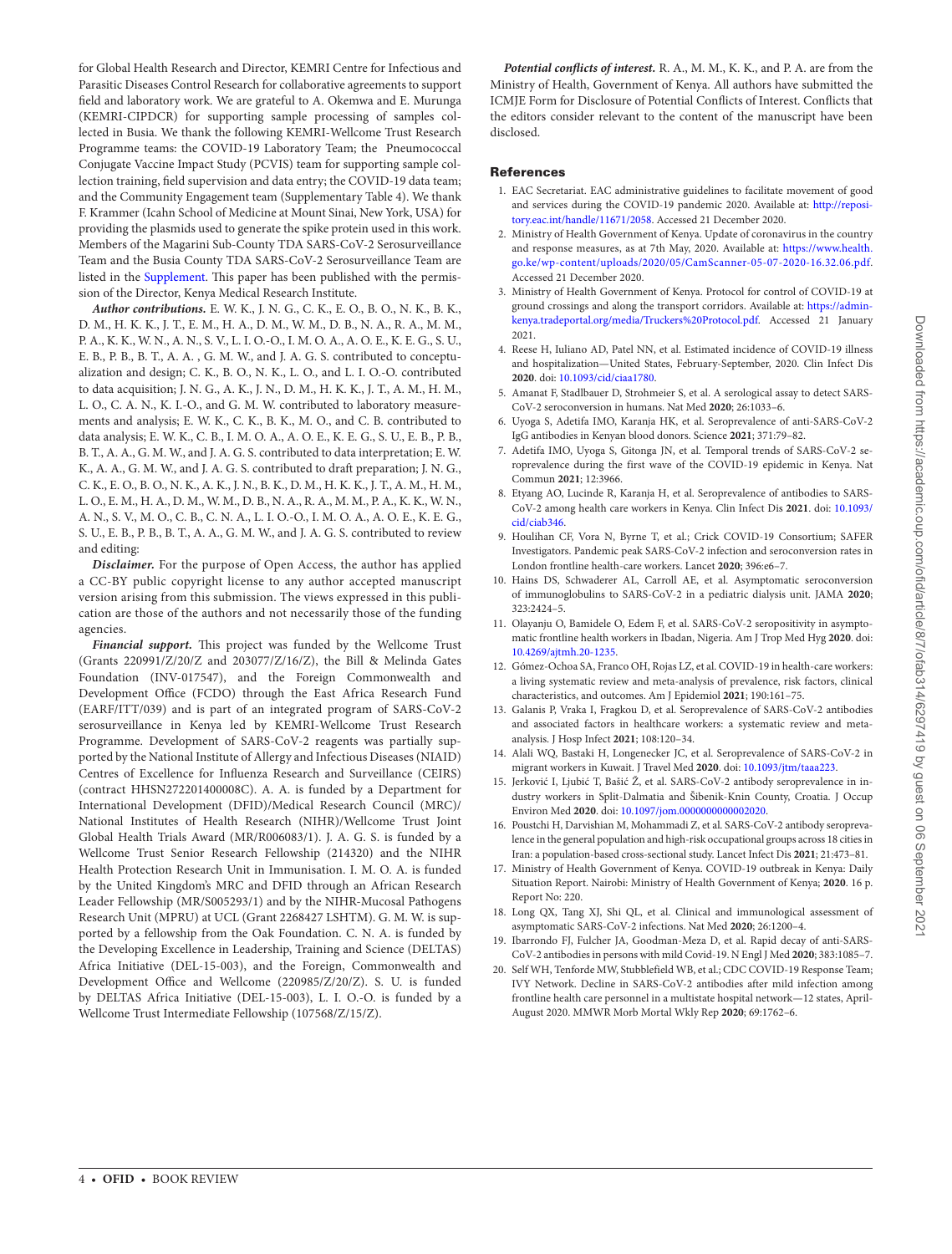for Global Health Research and Director, KEMRI Centre for Infectious and Parasitic Diseases Control Research for collaborative agreements to support field and laboratory work. We are grateful to A. Okemwa and E. Murunga (KEMRI-CIPDCR) for supporting sample processing of samples collected in Busia. We thank the following KEMRI-Wellcome Trust Research Programme teams: the COVID-19 Laboratory Team; the Pneumococcal Conjugate Vaccine Impact Study (PCVIS) team for supporting sample collection training, field supervision and data entry; the COVID-19 data team; and the Community Engagement team (Supplementary Table 4). We thank F. Krammer (Icahn School of Medicine at Mount Sinai, New York, USA) for providing the plasmids used to generate the spike protein used in this work. Members of the Magarini Sub-County TDA SARS-CoV-2 Serosurveillance Team and the Busia County TDA SARS-CoV-2 Serosurveillance Team are listed in the Supplement. This paper has been published with the permission of the Director, Kenya Medical Research Institute.

***Author contributions.*** E. W. K., J. N. G., C. K., E. O., B. O., N. K., B. K., D. M., H. K. K., J. T., E. M., H. A., D. M., W. M., D. B., N. A., R. A., M. M., P. A., K. K., W. N., A. N., S. V., L. I. O.-O., I. M. O. A., A. O. E., K. E. G., S. U., E. B., P. B., B. T., A. A. , G. M. W., and J. A. G. S. contributed to conceptualization and design; C. K., B. O., N. K., L. O., and L. I. O.-O. contributed to data acquisition; J. N. G., A. K., J. N., D. M., H. K. K., J. T., A. M., H. M., L. O., C. A. N., K. I.-O., and G. M. W. contributed to laboratory measurements and analysis; E. W. K., C. K., B. K., M. O., and C. B. contributed to data analysis; E. W. K., C. B., I. M. O. A., A. O. E., K. E. G., S. U., E. B., P. B., B. T., A. A., G. M. W., and J. A. G. S. contributed to data interpretation; E. W. K., A. A., G. M. W., and J. A. G. S. contributed to draft preparation; J. N. G., C. K., E. O., B. O., N. K., A. K., J. N., B. K., D. M., H. K. K., J. T., A. M., H. M., L. O., E. M., H. A., D. M., W. M., D. B., N. A., R. A., M. M., P. A., K. K., W. N., A. N., S. V., M. O., C. B., C. N. A., L. I. O.-O., I. M. O. A., A. O. E., K. E. G., S. U., E. B., P. B., B. T., A. A., G. M. W., and J. A. G. S. contributed to review and editing.

***Disclaimer.*** For the purpose of Open Access, the author has applied a CC-BY public copyright license to any author accepted manuscript version arising from this submission. The views expressed in this publication are those of the authors and not necessarily those of the funding agencies.

***Financial support.*** This project was funded by the Wellcome Trust (Grants 220991/Z/20/Z and 203077/Z/16/Z), the Bill & Melinda Gates Foundation (INV-017547), and the Foreign Commonwealth and Development Office (FCDO) through the East Africa Research Fund (EARF/ITT/039) and is part of an integrated program of SARS-CoV-2 serosurveillance in Kenya led by KEMRI-Wellcome Trust Research Programme. Development of SARS-CoV-2 reagents was partially supported by the National Institute of Allergy and Infectious Diseases (NIAID) Centres of Excellence for Influenza Research and Surveillance (CEIRS) (contract HHSN272201400008C). A. A. is funded by a Department for International Development (DFID)/Medical Research Council (MRC)/National Institutes of Health Research (NIHR)/Wellcome Trust Joint Global Health Trials Award (MR/R006083/1). J. A. G. S. is funded by a Wellcome Trust Senior Research Fellowship (214320) and the NIHR Health Protection Research Unit in Immunisation. I. M. O. A. is funded by the United Kingdom's MRC and DFID through an African Research Leader Fellowship (MR/S005293/1) and by the NIHR-Mucosal Pathogens Research Unit (MPRU) at UCL (Grant 2268427 LSHTM). G. M. W. is supported by a fellowship from the Oak Foundation. C. N. A. is funded by the Developing Excellence in Leadership, Training and Science (DELTAS) Africa Initiative (DEL-15-003), and the Foreign, Commonwealth and Development Office and Wellcome (220985/Z/20/Z). S. U. is funded by DELTAS Africa Initiative (DEL-15-003), L. I. O.-O. is funded by a Wellcome Trust Intermediate Fellowship (107568/Z/15/Z).

***Potential conflicts of interest.*** R. A., M. M., K. K., and P. A. are from the Ministry of Health, Government of Kenya. All authors have submitted the ICMJE Form for Disclosure of Potential Conflicts of Interest. Conflicts that the editors consider relevant to the content of the manuscript have been disclosed.

## References

1. EAC Secretariat. EAC administrative guidelines to facilitate movement of good and services during the COVID-19 pandemic 2020. Available at: http://repository.eac.int/handle/11671/2058. Accessed 21 December 2020.
2. Ministry of Health Government of Kenya. Update of coronavirus in the country and response measures, as at 7th May, 2020. Available at: https://www.health.go.ke/wp-content/uploads/2020/05/CamScanner-05-07-2020-16.32.06.pdf. Accessed 21 December 2020.
3. Ministry of Health Government of Kenya. Protocol for control of COVID-19 at ground crossings and along the transport corridors. Available at: https://admin-kenya.tradeportal.org/media/Truckers%20Protocol.pdf. Accessed 21 January 2021.
4. Reese H, Iuliano AD, Patel NN, et al. Estimated incidence of COVID-19 illness and hospitalization—United States, February-September, 2020. Clin Infect Dis **2020**. doi: 10.1093/cid/ciaa1780.
5. Amanat F, Stadlbauer D, Strohmeier S, et al. A serological assay to detect SARS-CoV-2 seroconversion in humans. Nat Med **2020**; 26:1033–6.
6. Uyoga S, Adetifa IMO, Karanja HK, et al. Seroprevalence of anti-SARS-CoV-2 IgG antibodies in Kenyan blood donors. Science **2021**; 371:79–82.
7. Adetifa IMO, Uyoga S, Gitonga JN, et al. Temporal trends of SARS-CoV-2 seroprevalence during the first wave of the COVID-19 epidemic in Kenya. Nat Commun **2021**; 12:3966.
8. Etyang AO, Lucinde R, Karanja H, et al. Seroprevalence of antibodies to SARS-CoV-2 among health care workers in Kenya. Clin Infect Dis **2021**. doi: 10.1093/cid/ciab346.
9. Houlihan CF, Vora N, Byrne T, et al.; Crick COVID-19 Consortium; SAFER Investigators. Pandemic peak SARS-CoV-2 infection and seroconversion rates in London frontline health-care workers. Lancet **2020**; 396:e6–7.
10. Hains DS, Schwaderer AL, Carroll AE, et al. Asymptomatic seroconversion of immunoglobulins to SARS-CoV-2 in a pediatric dialysis unit. JAMA **2020**; 323:2424–5.
11. Olayanju O, Bamidele O, Edem F, et al. SARS-CoV-2 seropositivity in asymptomatic frontline health workers in Ibadan, Nigeria. Am J Trop Med Hyg **2020**. doi: 10.4269/ajtmh.20-1235.
12. Gómez-Ochoa SA, Franco OH, Rojas LZ, et al. COVID-19 in health-care workers: a living systematic review and meta-analysis of prevalence, risk factors, clinical characteristics, and outcomes. Am J Epidemiol **2021**; 190:161–75.
13. Galanis P, Vraka I, Fragkou D, et al. Seroprevalence of SARS-CoV-2 antibodies and associated factors in healthcare workers: a systematic review and meta-analysis. J Hosp Infect **2021**; 108:120–34.
14. Alali WQ, Bastaki H, Longenecker JC, et al. Seroprevalence of SARS-CoV-2 in migrant workers in Kuwait. J Travel Med **2020**. doi: 10.1093/jtm/taaa223.
15. Jerković I, Ljubić T, Bašić Ž, et al. SARS-CoV-2 antibody seroprevalence in industry workers in Split-Dalmatia and Šibenik-Knin County, Croatia. J Occup Environ Med **2020**. doi: 10.1097/jom.0000000000002020.
16. Poustchi H, Darvishian M, Mohammadi Z, et al. SARS-CoV-2 antibody seroprevalence in the general population and high-risk occupational groups across 18 cities in Iran: a population-based cross-sectional study. Lancet Infect Dis **2021**; 21:473–81.
17. Ministry of Health Government of Kenya. COVID-19 outbreak in Kenya: Daily Situation Report. Nairobi: Ministry of Health Government of Kenya; **2020**. 16 p. Report No: 220.
18. Long QX, Tang XJ, Shi QL, et al. Clinical and immunological assessment of asymptomatic SARS-CoV-2 infections. Nat Med **2020**; 26:1200–4.
19. Ibarrondo FJ, Fulcher JA, Goodman-Meza D, et al. Rapid decay of anti-SARS-CoV-2 antibodies in persons with mild Covid-19. N Engl J Med **2020**; 383:1085–7.
20. Self WH, Tenforde MW, Stubblefield WB, et al.; CDC COVID-19 Response Team; IVY Network. Decline in SARS-CoV-2 antibodies after mild infection among frontline health care personnel in a multistate hospital network—12 states, April-August 2020. MMWR Morb Mortal Wkly Rep **2020**; 69:1762–6.